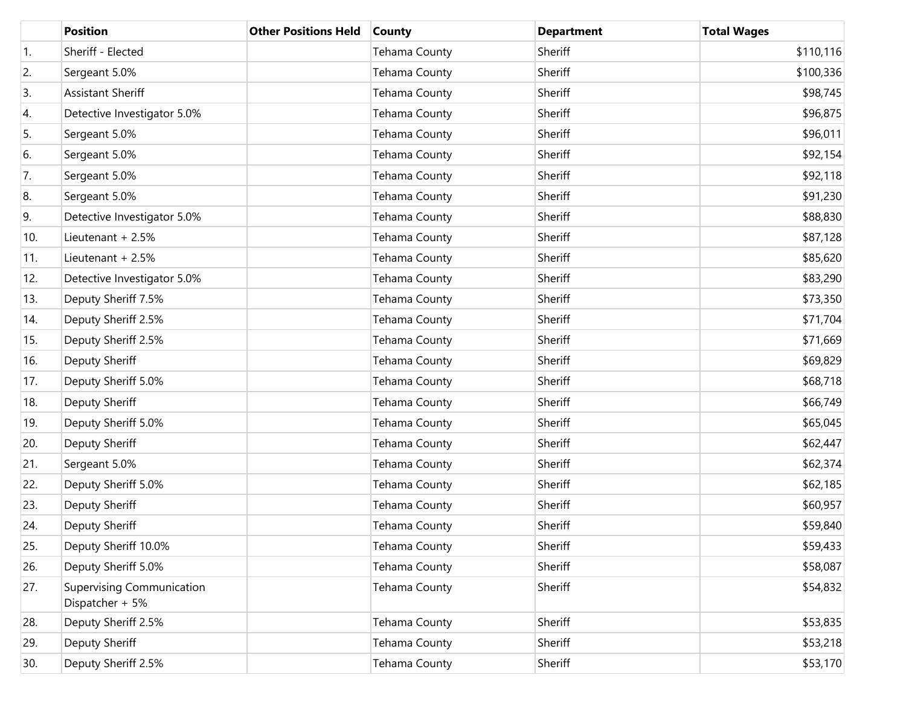| | Position | Other Positions Held | County | Department | Total Wages |
|---|---|---|---|---|---|
| 1. | Sheriff - Elected | | Tehama County | Sheriff | $110,116 |
| 2. | Sergeant 5.0% | | Tehama County | Sheriff | $100,336 |
| 3. | Assistant Sheriff | | Tehama County | Sheriff | $98,745 |
| 4. | Detective Investigator 5.0% | | Tehama County | Sheriff | $96,875 |
| 5. | Sergeant 5.0% | | Tehama County | Sheriff | $96,011 |
| 6. | Sergeant 5.0% | | Tehama County | Sheriff | $92,154 |
| 7. | Sergeant 5.0% | | Tehama County | Sheriff | $92,118 |
| 8. | Sergeant 5.0% | | Tehama County | Sheriff | $91,230 |
| 9. | Detective Investigator 5.0% | | Tehama County | Sheriff | $88,830 |
| 10. | Lieutenant + 2.5% | | Tehama County | Sheriff | $87,128 |
| 11. | Lieutenant + 2.5% | | Tehama County | Sheriff | $85,620 |
| 12. | Detective Investigator 5.0% | | Tehama County | Sheriff | $83,290 |
| 13. | Deputy Sheriff 7.5% | | Tehama County | Sheriff | $73,350 |
| 14. | Deputy Sheriff 2.5% | | Tehama County | Sheriff | $71,704 |
| 15. | Deputy Sheriff 2.5% | | Tehama County | Sheriff | $71,669 |
| 16. | Deputy Sheriff | | Tehama County | Sheriff | $69,829 |
| 17. | Deputy Sheriff 5.0% | | Tehama County | Sheriff | $68,718 |
| 18. | Deputy Sheriff | | Tehama County | Sheriff | $66,749 |
| 19. | Deputy Sheriff 5.0% | | Tehama County | Sheriff | $65,045 |
| 20. | Deputy Sheriff | | Tehama County | Sheriff | $62,447 |
| 21. | Sergeant 5.0% | | Tehama County | Sheriff | $62,374 |
| 22. | Deputy Sheriff 5.0% | | Tehama County | Sheriff | $62,185 |
| 23. | Deputy Sheriff | | Tehama County | Sheriff | $60,957 |
| 24. | Deputy Sheriff | | Tehama County | Sheriff | $59,840 |
| 25. | Deputy Sheriff 10.0% | | Tehama County | Sheriff | $59,433 |
| 26. | Deputy Sheriff 5.0% | | Tehama County | Sheriff | $58,087 |
| 27. | Supervising Communication Dispatcher + 5% | | Tehama County | Sheriff | $54,832 |
| 28. | Deputy Sheriff 2.5% | | Tehama County | Sheriff | $53,835 |
| 29. | Deputy Sheriff | | Tehama County | Sheriff | $53,218 |
| 30. | Deputy Sheriff 2.5% | | Tehama County | Sheriff | $53,170 |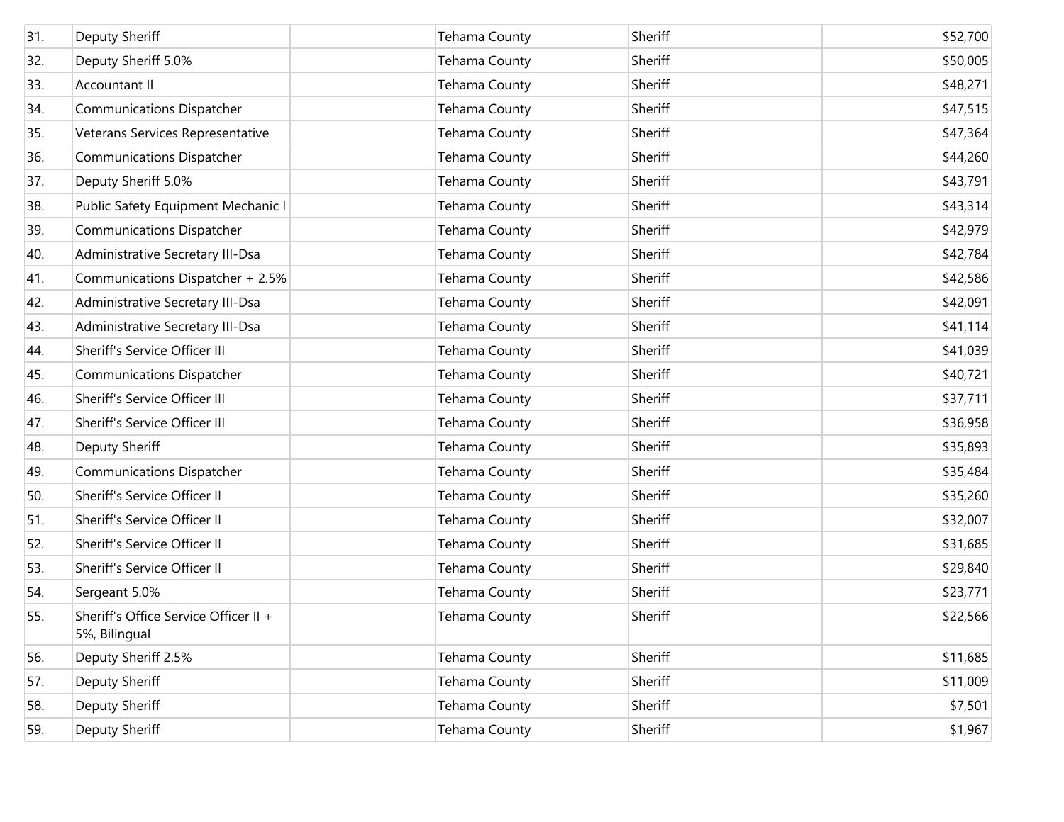| | | | | | |
|---|---|---|---|---|---|
| 31. | Deputy Sheriff | | Tehama County | Sheriff | $52,700 |
| 32. | Deputy Sheriff 5.0% | | Tehama County | Sheriff | $50,005 |
| 33. | Accountant II | | Tehama County | Sheriff | $48,271 |
| 34. | Communications Dispatcher | | Tehama County | Sheriff | $47,515 |
| 35. | Veterans Services Representative | | Tehama County | Sheriff | $47,364 |
| 36. | Communications Dispatcher | | Tehama County | Sheriff | $44,260 |
| 37. | Deputy Sheriff 5.0% | | Tehama County | Sheriff | $43,791 |
| 38. | Public Safety Equipment Mechanic I | | Tehama County | Sheriff | $43,314 |
| 39. | Communications Dispatcher | | Tehama County | Sheriff | $42,979 |
| 40. | Administrative Secretary III-Dsa | | Tehama County | Sheriff | $42,784 |
| 41. | Communications Dispatcher + 2.5% | | Tehama County | Sheriff | $42,586 |
| 42. | Administrative Secretary III-Dsa | | Tehama County | Sheriff | $42,091 |
| 43. | Administrative Secretary III-Dsa | | Tehama County | Sheriff | $41,114 |
| 44. | Sheriff's Service Officer III | | Tehama County | Sheriff | $41,039 |
| 45. | Communications Dispatcher | | Tehama County | Sheriff | $40,721 |
| 46. | Sheriff's Service Officer III | | Tehama County | Sheriff | $37,711 |
| 47. | Sheriff's Service Officer III | | Tehama County | Sheriff | $36,958 |
| 48. | Deputy Sheriff | | Tehama County | Sheriff | $35,893 |
| 49. | Communications Dispatcher | | Tehama County | Sheriff | $35,484 |
| 50. | Sheriff's Service Officer II | | Tehama County | Sheriff | $35,260 |
| 51. | Sheriff's Service Officer II | | Tehama County | Sheriff | $32,007 |
| 52. | Sheriff's Service Officer II | | Tehama County | Sheriff | $31,685 |
| 53. | Sheriff's Service Officer II | | Tehama County | Sheriff | $29,840 |
| 54. | Sergeant 5.0% | | Tehama County | Sheriff | $23,771 |
| 55. | Sheriff's Office Service Officer II + 5%, Bilingual | | Tehama County | Sheriff | $22,566 |
| 56. | Deputy Sheriff 2.5% | | Tehama County | Sheriff | $11,685 |
| 57. | Deputy Sheriff | | Tehama County | Sheriff | $11,009 |
| 58. | Deputy Sheriff | | Tehama County | Sheriff | $7,501 |
| 59. | Deputy Sheriff | | Tehama County | Sheriff | $1,967 |